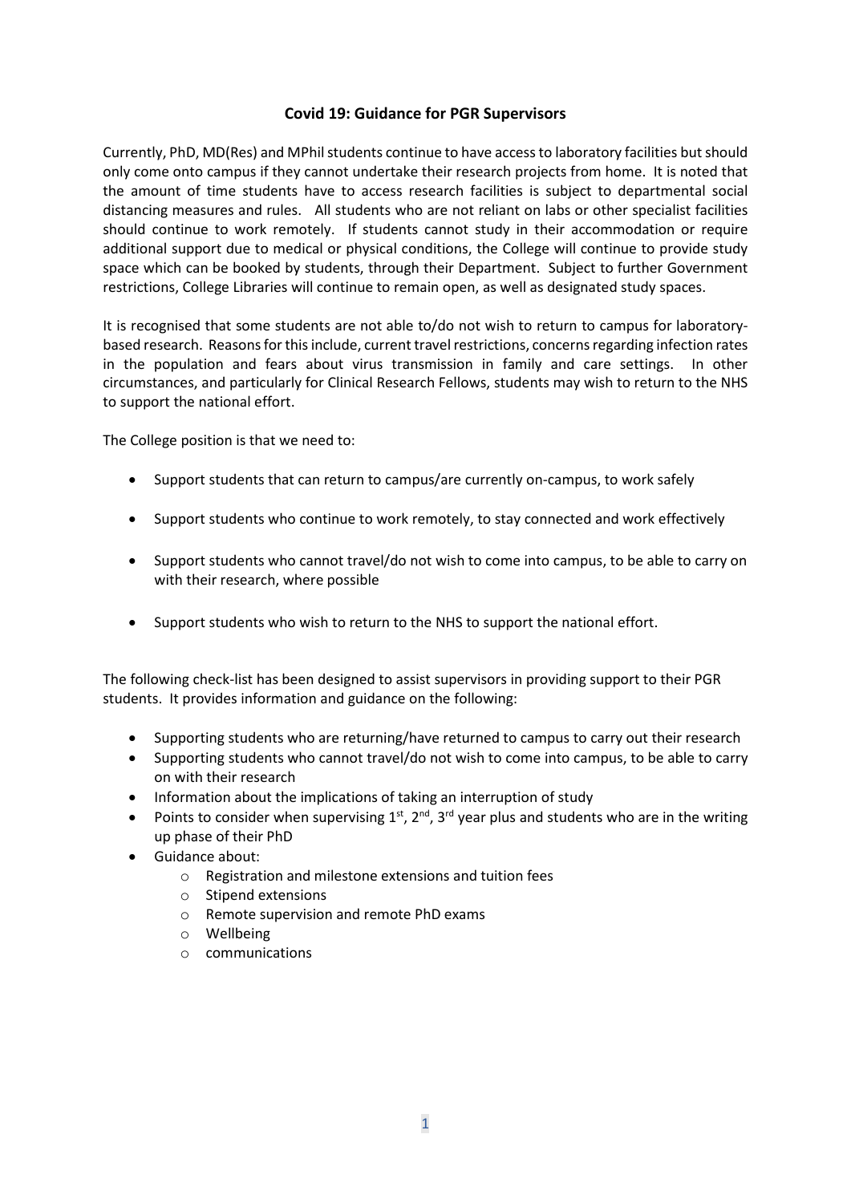# Covid 19: Guidance for PGR Supervisors

Currently, PhD, MD(Res) and MPhil students continue to have access to laboratory facilities but should only come onto campus if they cannot undertake their research projects from home. It is noted that the amount of time students have to access research facilities is subject to departmental social distancing measures and rules. All students who are not reliant on labs or other specialist facilities should continue to work remotely. If students cannot study in their accommodation or require additional support due to medical or physical conditions, the College will continue to provide study space which can be booked by students, through their Department. Subject to further Government restrictions, College Libraries will continue to remain open, as well as designated study spaces.

It is recognised that some students are not able to/do not wish to return to campus for laboratory-based research. Reasons for this include, current travel restrictions, concerns regarding infection rates in the population and fears about virus transmission in family and care settings. In other circumstances, and particularly for Clinical Research Fellows, students may wish to return to the NHS to support the national effort.

The College position is that we need to:

- Support students that can return to campus/are currently on-campus, to work safely
- Support students who continue to work remotely, to stay connected and work effectively
- Support students who cannot travel/do not wish to come into campus, to be able to carry on with their research, where possible
- Support students who wish to return to the NHS to support the national effort.

The following check-list has been designed to assist supervisors in providing support to their PGR students. It provides information and guidance on the following:

- Supporting students who are returning/have returned to campus to carry out their research
- Supporting students who cannot travel/do not wish to come into campus, to be able to carry on with their research
- Information about the implications of taking an interruption of study
- Points to consider when supervising 1st, 2nd, 3rd year plus and students who are in the writing up phase of their PhD
- Guidance about:
    - Registration and milestone extensions and tuition fees
    - Stipend extensions
    - Remote supervision and remote PhD exams
    - Wellbeing
    - communications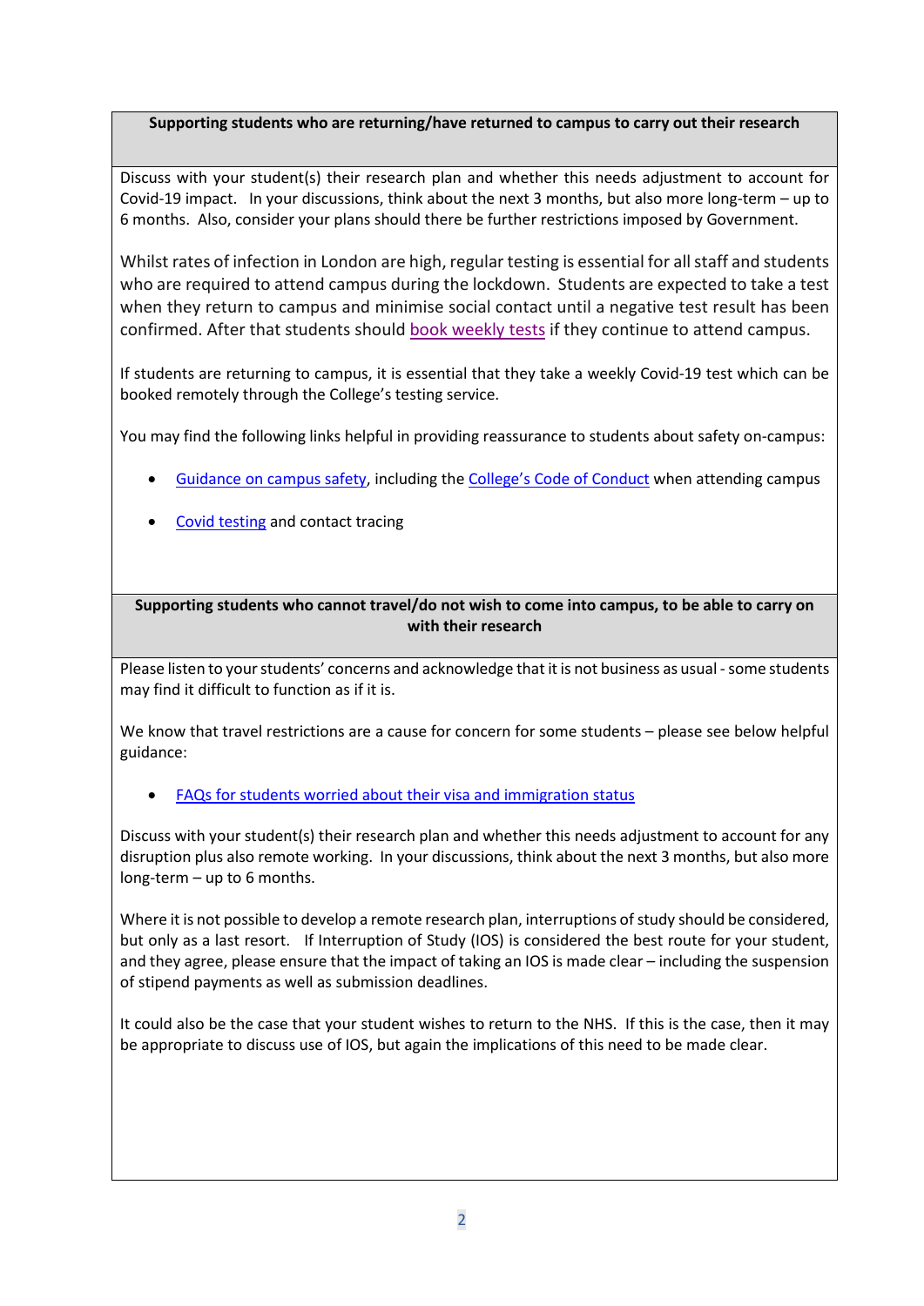**Supporting students who are returning/have returned to campus to carry out their research**

Discuss with your student(s) their research plan and whether this needs adjustment to account for Covid-19 impact. In your discussions, think about the next 3 months, but also more long-term – up to 6 months. Also, consider your plans should there be further restrictions imposed by Government.

Whilst rates of infection in London are high, regular testing is essential for all staff and students who are required to attend campus during the lockdown. Students are expected to take a test when they return to campus and minimise social contact until a negative test result has been confirmed. After that students should book weekly tests if they continue to attend campus.

If students are returning to campus, it is essential that they take a weekly Covid-19 test which can be booked remotely through the College's testing service.

You may find the following links helpful in providing reassurance to students about safety on-campus:

- Guidance on campus safety, including the College's Code of Conduct when attending campus
- Covid testing and contact tracing

**Supporting students who cannot travel/do not wish to come into campus, to be able to carry on with their research**

Please listen to your students' concerns and acknowledge that it is not business as usual - some students may find it difficult to function as if it is.

We know that travel restrictions are a cause for concern for some students – please see below helpful guidance:

- FAQs for students worried about their visa and immigration status

Discuss with your student(s) their research plan and whether this needs adjustment to account for any disruption plus also remote working. In your discussions, think about the next 3 months, but also more long-term – up to 6 months.

Where it is not possible to develop a remote research plan, interruptions of study should be considered, but only as a last resort. If Interruption of Study (IOS) is considered the best route for your student, and they agree, please ensure that the impact of taking an IOS is made clear – including the suspension of stipend payments as well as submission deadlines.

It could also be the case that your student wishes to return to the NHS. If this is the case, then it may be appropriate to discuss use of IOS, but again the implications of this need to be made clear.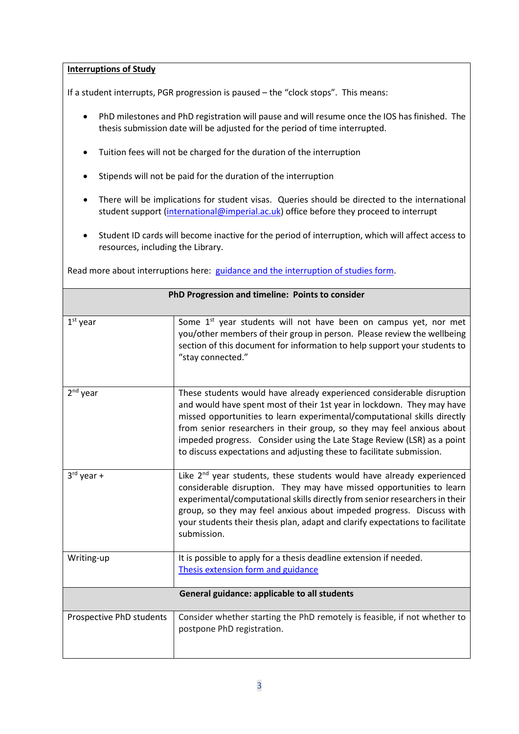**Interruptions of Study**

If a student interrupts, PGR progression is paused – the "clock stops". This means:

- PhD milestones and PhD registration will pause and will resume once the IOS has finished. The thesis submission date will be adjusted for the period of time interrupted.
- Tuition fees will not be charged for the duration of the interruption
- Stipends will not be paid for the duration of the interruption
- There will be implications for student visas. Queries should be directed to the international student support (international@imperial.ac.uk) office before they proceed to interrupt
- Student ID cards will become inactive for the period of interruption, which will affect access to resources, including the Library.

Read more about interruptions here: guidance and the interruption of studies form.

| **PhD Progression and timeline: Points to consider** | |
|---|---|
| 1st year | Some 1st year students will not have been on campus yet, nor met you/other members of their group in person. Please review the wellbeing section of this document for information to help support your students to "stay connected." |
| 2nd year | These students would have already experienced considerable disruption and would have spent most of their 1st year in lockdown. They may have missed opportunities to learn experimental/computational skills directly from senior researchers in their group, so they may feel anxious about impeded progress. Consider using the Late Stage Review (LSR) as a point to discuss expectations and adjusting these to facilitate submission. |
| 3rd year + | Like 2nd year students, these students would have already experienced considerable disruption. They may have missed opportunities to learn experimental/computational skills directly from senior researchers in their group, so they may feel anxious about impeded progress. Discuss with your students their thesis plan, adapt and clarify expectations to facilitate submission. |
| Writing-up | It is possible to apply for a thesis deadline extension if needed. Thesis extension form and guidance |
| **General guidance: applicable to all students** | |
| Prospective PhD students | Consider whether starting the PhD remotely is feasible, if not whether to postpone PhD registration. |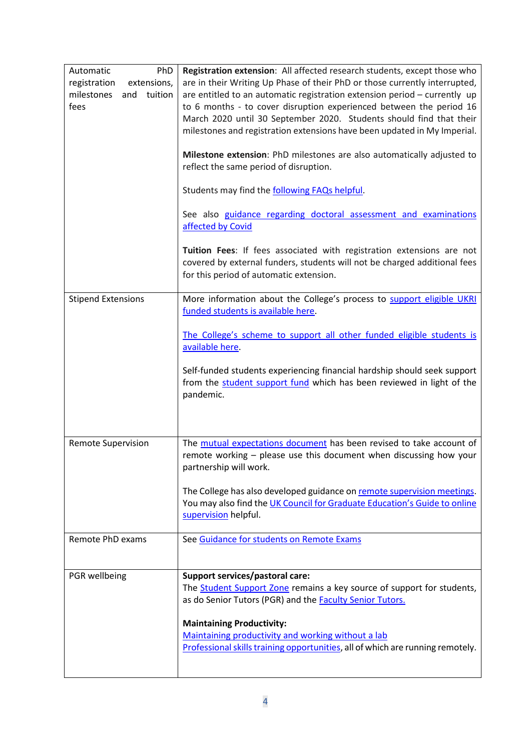| | |
|---|---|
| Automatic PhD registration extensions, milestones and tuition fees | **Registration extension**: All affected research students, except those who are in their Writing Up Phase of their PhD or those currently interrupted, are entitled to an automatic registration extension period – currently up to 6 months - to cover disruption experienced between the period 16 March 2020 until 30 September 2020. Students should find that their milestones and registration extensions have been updated in My Imperial.<br><br>**Milestone extension**: PhD milestones are also automatically adjusted to reflect the same period of disruption.<br><br>Students may find the following FAQs helpful.<br><br>See also guidance regarding doctoral assessment and examinations affected by Covid<br><br>**Tuition Fees**: If fees associated with registration extensions are not covered by external funders, students will not be charged additional fees for this period of automatic extension. |
| Stipend Extensions | More information about the College's process to support eligible UKRI funded students is available here.<br><br>The College's scheme to support all other funded eligible students is available here.<br><br>Self-funded students experiencing financial hardship should seek support from the student support fund which has been reviewed in light of the pandemic. |
| Remote Supervision | The mutual expectations document has been revised to take account of remote working – please use this document when discussing how your partnership will work.<br><br>The College has also developed guidance on remote supervision meetings. You may also find the UK Council for Graduate Education's Guide to online supervision helpful. |
| Remote PhD exams | See Guidance for students on Remote Exams |
| PGR wellbeing | **Support services/pastoral care:**<br>The Student Support Zone remains a key source of support for students, as do Senior Tutors (PGR) and the Faculty Senior Tutors.<br><br>**Maintaining Productivity:**<br>Maintaining productivity and working without a lab<br>Professional skills training opportunities, all of which are running remotely. |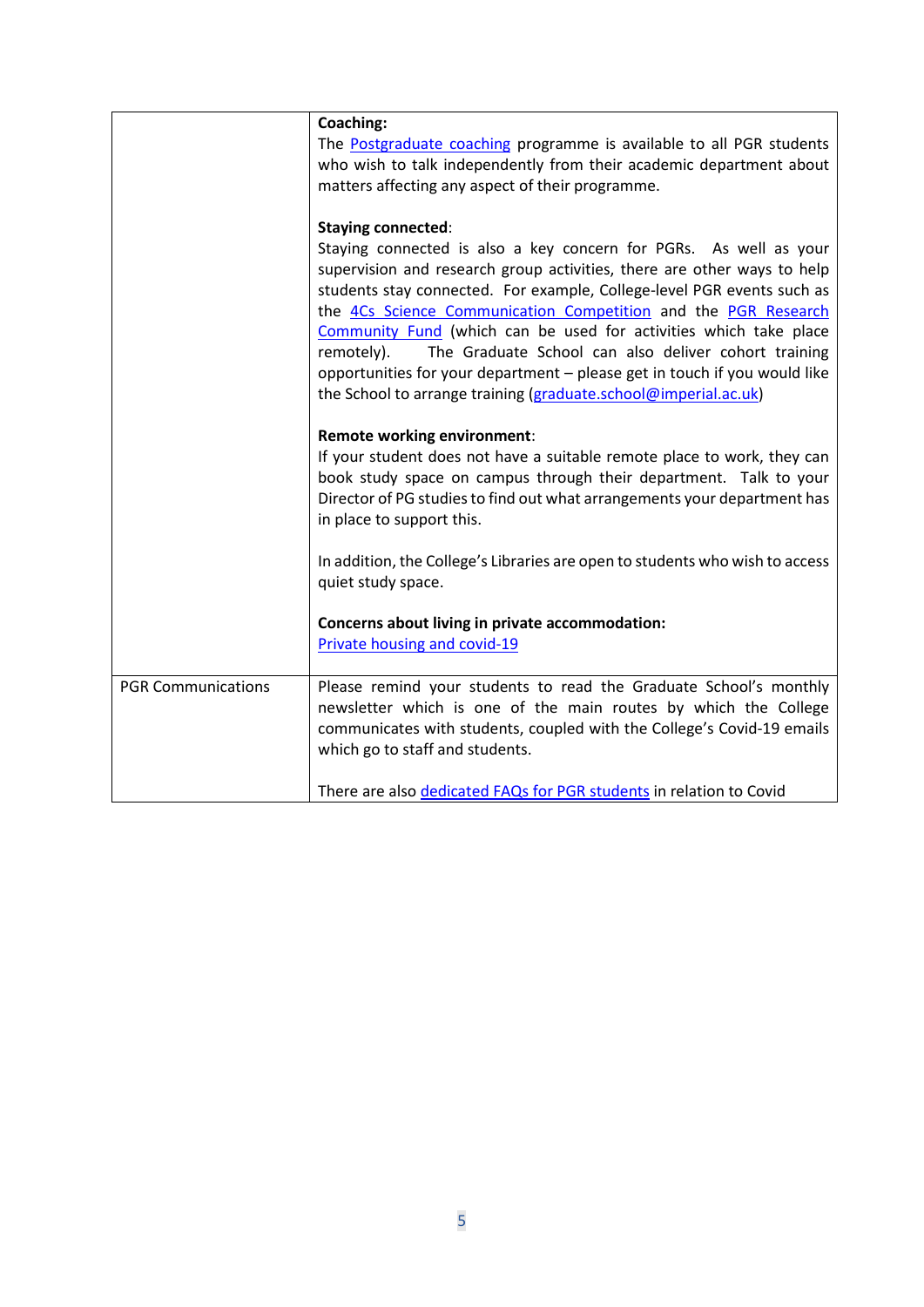| | |
|---|---|
| | **Coaching:**<br>The Postgraduate coaching programme is available to all PGR students who wish to talk independently from their academic department about matters affecting any aspect of their programme.<br><br>**Staying connected**:<br>Staying connected is also a key concern for PGRs. As well as your supervision and research group activities, there are other ways to help students stay connected. For example, College-level PGR events such as the 4Cs Science Communication Competition and the PGR Research Community Fund (which can be used for activities which take place remotely). The Graduate School can also deliver cohort training opportunities for your department – please get in touch if you would like the School to arrange training (graduate.school@imperial.ac.uk)<br><br>**Remote working environment**:<br>If your student does not have a suitable remote place to work, they can book study space on campus through their department. Talk to your Director of PG studies to find out what arrangements your department has in place to support this.<br><br>In addition, the College's Libraries are open to students who wish to access quiet study space.<br><br>**Concerns about living in private accommodation:**<br>Private housing and covid-19 |
| PGR Communications | Please remind your students to read the Graduate School's monthly newsletter which is one of the main routes by which the College communicates with students, coupled with the College's Covid-19 emails which go to staff and students.<br><br>There are also dedicated FAQs for PGR students in relation to Covid |